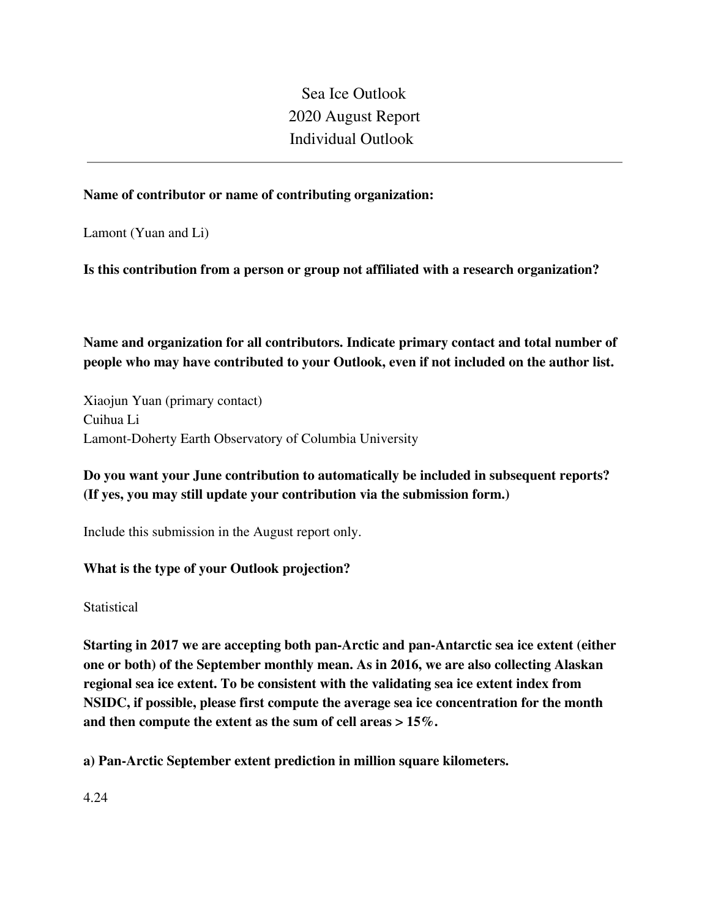# Sea Ice Outlook
# 2020 August Report
# Individual Outlook

---

**Name of contributor or name of contributing organization:**

Lamont (Yuan and Li)

**Is this contribution from a person or group not affiliated with a research organization?**

**Name and organization for all contributors. Indicate primary contact and total number of people who may have contributed to your Outlook, even if not included on the author list.**

Xiaojun Yuan (primary contact)
Cuihua Li
Lamont-Doherty Earth Observatory of Columbia University

**Do you want your June contribution to automatically be included in subsequent reports? (If yes, you may still update your contribution via the submission form.)**

Include this submission in the August report only.

**What is the type of your Outlook projection?**

Statistical

**Starting in 2017 we are accepting both pan-Arctic and pan-Antarctic sea ice extent (either one or both) of the September monthly mean. As in 2016, we are also collecting Alaskan regional sea ice extent. To be consistent with the validating sea ice extent index from NSIDC, if possible, please first compute the average sea ice concentration for the month and then compute the extent as the sum of cell areas > 15%.**

**a) Pan-Arctic September extent prediction in million square kilometers.**

4.24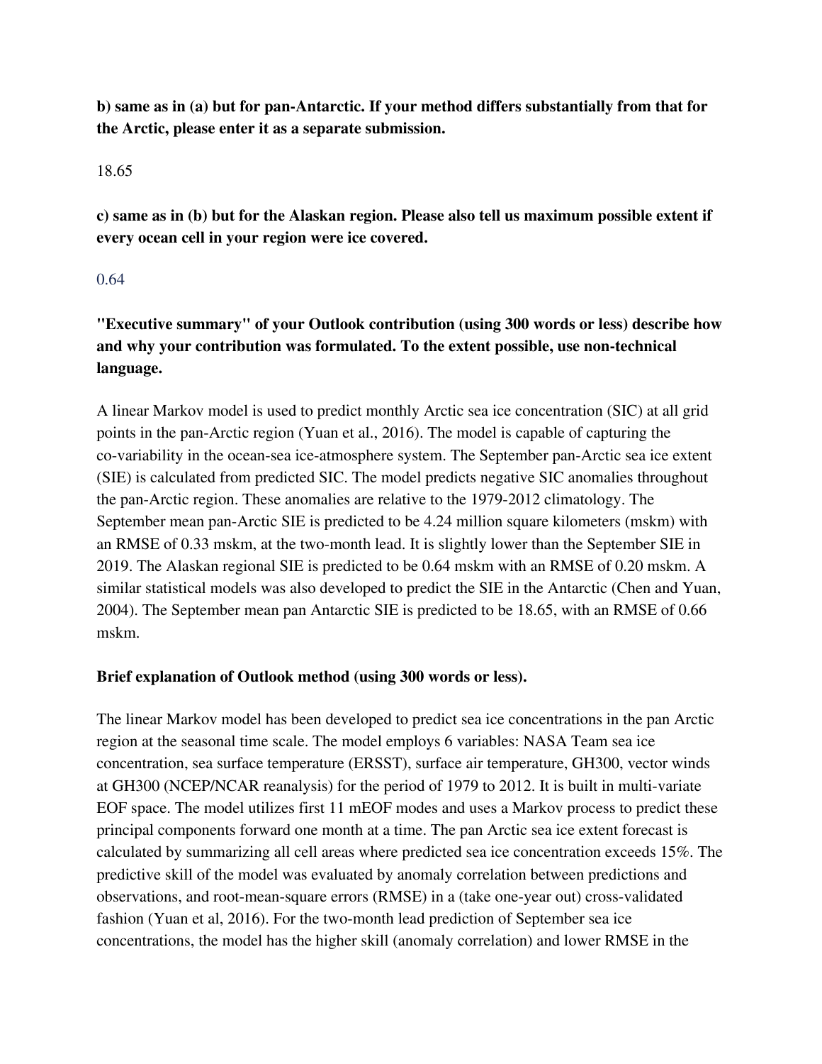**b) same as in (a) but for pan-Antarctic. If your method differs substantially from that for the Arctic, please enter it as a separate submission.**

18.65

**c) same as in (b) but for the Alaskan region. Please also tell us maximum possible extent if every ocean cell in your region were ice covered.**

0.64

**"Executive summary" of your Outlook contribution (using 300 words or less) describe how and why your contribution was formulated. To the extent possible, use non-technical language.**

A linear Markov model is used to predict monthly Arctic sea ice concentration (SIC) at all grid points in the pan-Arctic region (Yuan et al., 2016). The model is capable of capturing the co-variability in the ocean-sea ice-atmosphere system. The September pan-Arctic sea ice extent (SIE) is calculated from predicted SIC. The model predicts negative SIC anomalies throughout the pan-Arctic region. These anomalies are relative to the 1979-2012 climatology. The September mean pan-Arctic SIE is predicted to be 4.24 million square kilometers (mskm) with an RMSE of 0.33 mskm, at the two-month lead. It is slightly lower than the September SIE in 2019. The Alaskan regional SIE is predicted to be 0.64 mskm with an RMSE of 0.20 mskm. A similar statistical models was also developed to predict the SIE in the Antarctic (Chen and Yuan, 2004). The September mean pan Antarctic SIE is predicted to be 18.65, with an RMSE of 0.66 mskm.

**Brief explanation of Outlook method (using 300 words or less).**

The linear Markov model has been developed to predict sea ice concentrations in the pan Arctic region at the seasonal time scale. The model employs 6 variables: NASA Team sea ice concentration, sea surface temperature (ERSST), surface air temperature, GH300, vector winds at GH300 (NCEP/NCAR reanalysis) for the period of 1979 to 2012. It is built in multi-variate EOF space. The model utilizes first 11 mEOF modes and uses a Markov process to predict these principal components forward one month at a time. The pan Arctic sea ice extent forecast is calculated by summarizing all cell areas where predicted sea ice concentration exceeds 15%. The predictive skill of the model was evaluated by anomaly correlation between predictions and observations, and root-mean-square errors (RMSE) in a (take one-year out) cross-validated fashion (Yuan et al, 2016). For the two-month lead prediction of September sea ice concentrations, the model has the higher skill (anomaly correlation) and lower RMSE in the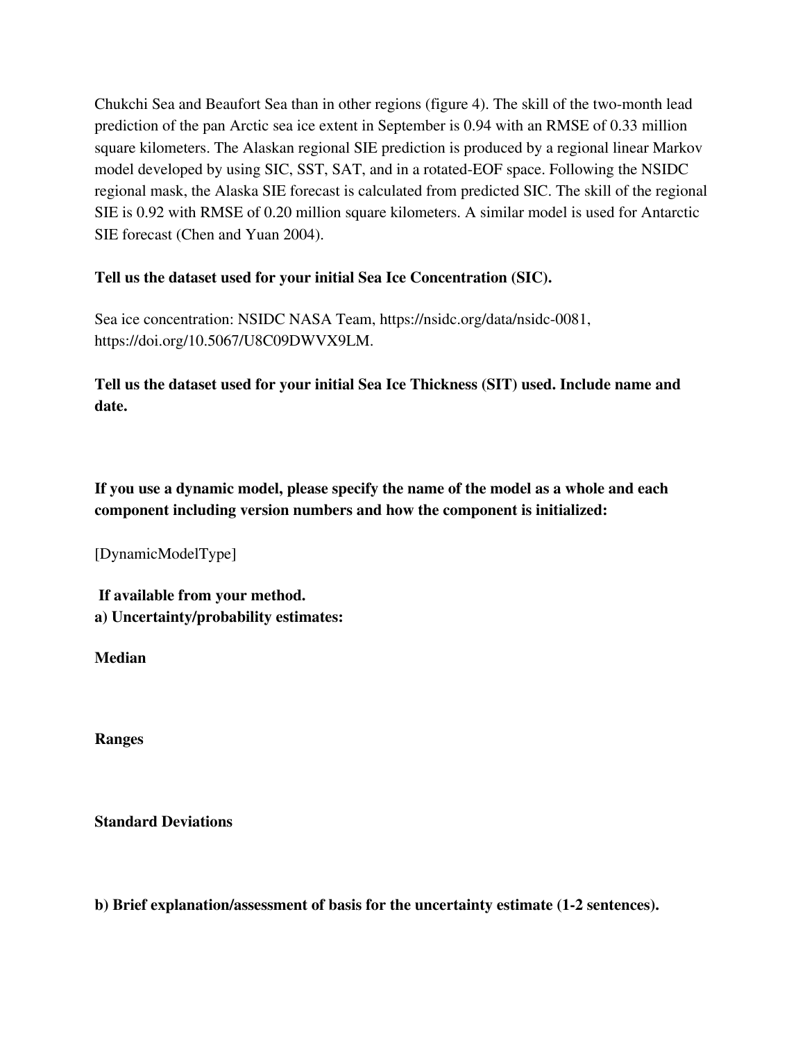Chukchi Sea and Beaufort Sea than in other regions (figure 4). The skill of the two-month lead prediction of the pan Arctic sea ice extent in September is 0.94 with an RMSE of 0.33 million square kilometers. The Alaskan regional SIE prediction is produced by a regional linear Markov model developed by using SIC, SST, SAT, and in a rotated-EOF space. Following the NSIDC regional mask, the Alaska SIE forecast is calculated from predicted SIC. The skill of the regional SIE is 0.92 with RMSE of 0.20 million square kilometers. A similar model is used for Antarctic SIE forecast (Chen and Yuan 2004).

**Tell us the dataset used for your initial Sea Ice Concentration (SIC).**

Sea ice concentration: NSIDC NASA Team, https://nsidc.org/data/nsidc-0081, https://doi.org/10.5067/U8C09DWVX9LM.

**Tell us the dataset used for your initial Sea Ice Thickness (SIT) used. Include name and date.**

**If you use a dynamic model, please specify the name of the model as a whole and each component including version numbers and how the component is initialized:**

[DynamicModelType]

**If available from your method.**
**a) Uncertainty/probability estimates:**

**Median**

**Ranges**

**Standard Deviations**

**b) Brief explanation/assessment of basis for the uncertainty estimate (1-2 sentences).**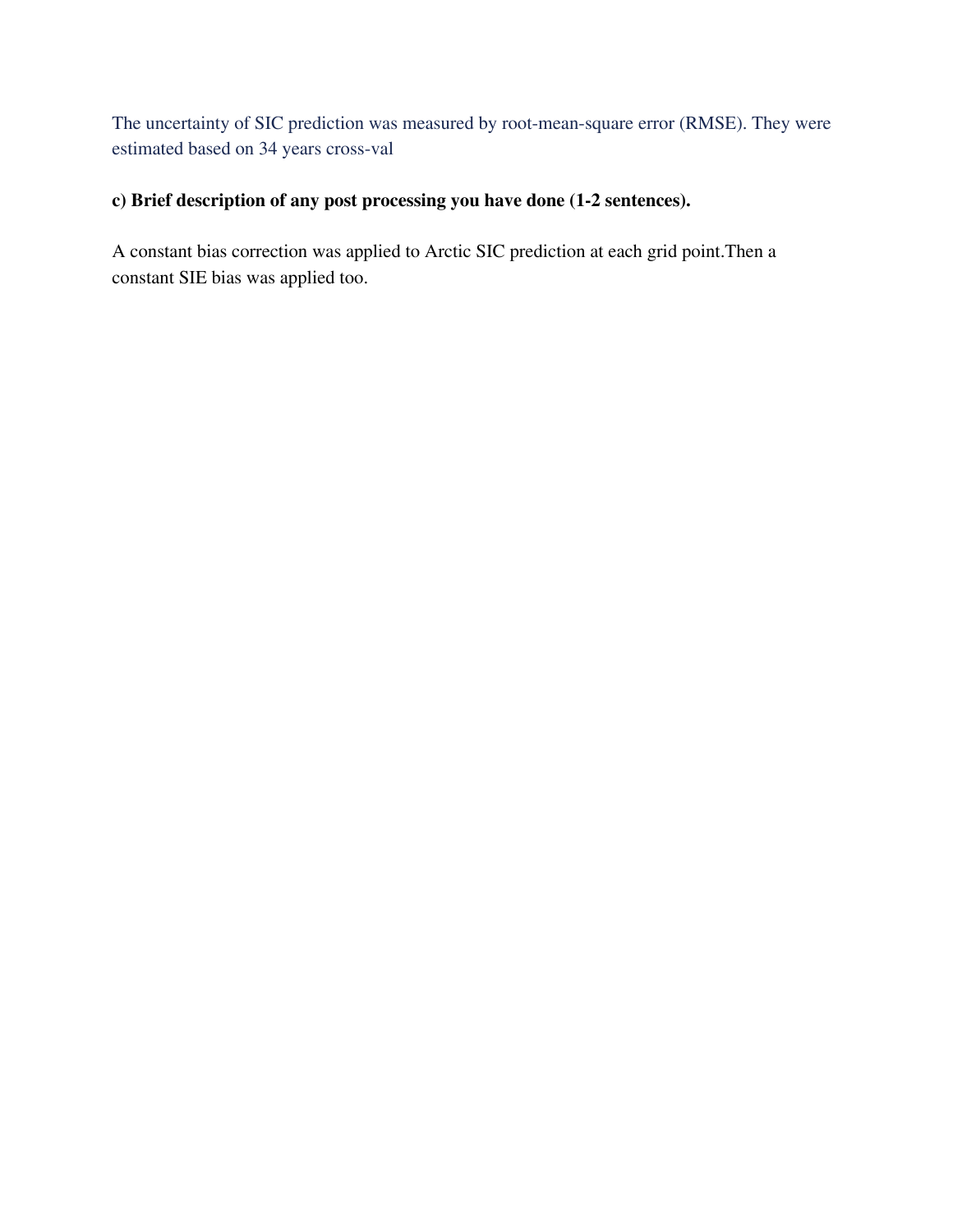The uncertainty of SIC prediction was measured by root-mean-square error (RMSE). They were estimated based on 34 years cross-val

**c) Brief description of any post processing you have done (1-2 sentences).**

A constant bias correction was applied to Arctic SIC prediction at each grid point.Then a constant SIE bias was applied too.